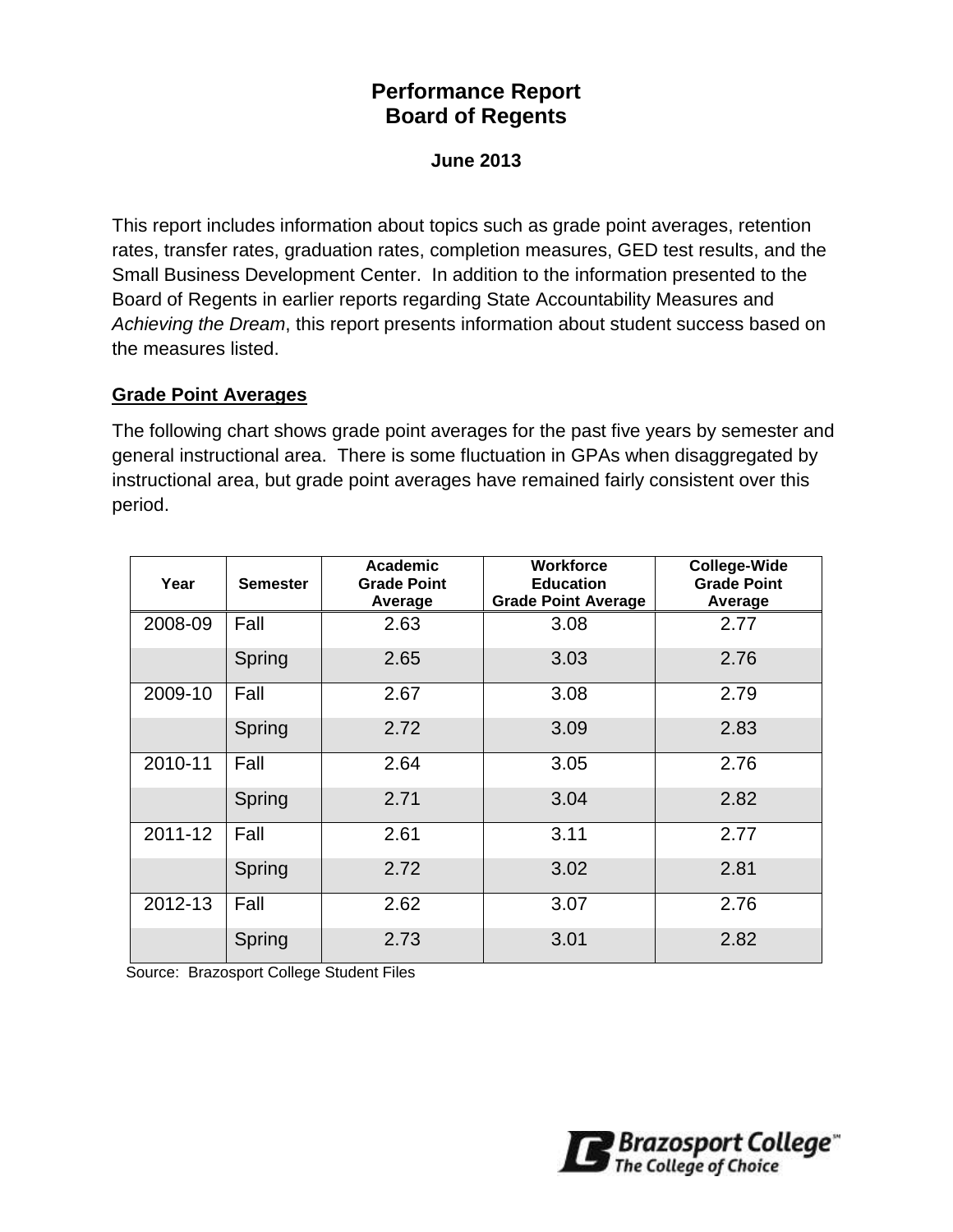# Performance Report
# Board of Regents

**June 2013**

This report includes information about topics such as grade point averages, retention rates, transfer rates, graduation rates, completion measures, GED test results, and the Small Business Development Center. In addition to the information presented to the Board of Regents in earlier reports regarding State Accountability Measures and *Achieving the Dream*, this report presents information about student success based on the measures listed.

## Grade Point Averages

The following chart shows grade point averages for the past five years by semester and general instructional area. There is some fluctuation in GPAs when disaggregated by instructional area, but grade point averages have remained fairly consistent over this period.

| Year | Semester | Academic Grade Point Average | Workforce Education Grade Point Average | College-Wide Grade Point Average |
|---|---|---|---|---|
| 2008-09 | Fall | 2.63 | 3.08 | 2.77 |
| | Spring | 2.65 | 3.03 | 2.76 |
| 2009-10 | Fall | 2.67 | 3.08 | 2.79 |
| | Spring | 2.72 | 3.09 | 2.83 |
| 2010-11 | Fall | 2.64 | 3.05 | 2.76 |
| | Spring | 2.71 | 3.04 | 2.82 |
| 2011-12 | Fall | 2.61 | 3.11 | 2.77 |
| | Spring | 2.72 | 3.02 | 2.81 |
| 2012-13 | Fall | 2.62 | 3.07 | 2.76 |
| | Spring | 2.73 | 3.01 | 2.82 |

Source: Brazosport College Student Files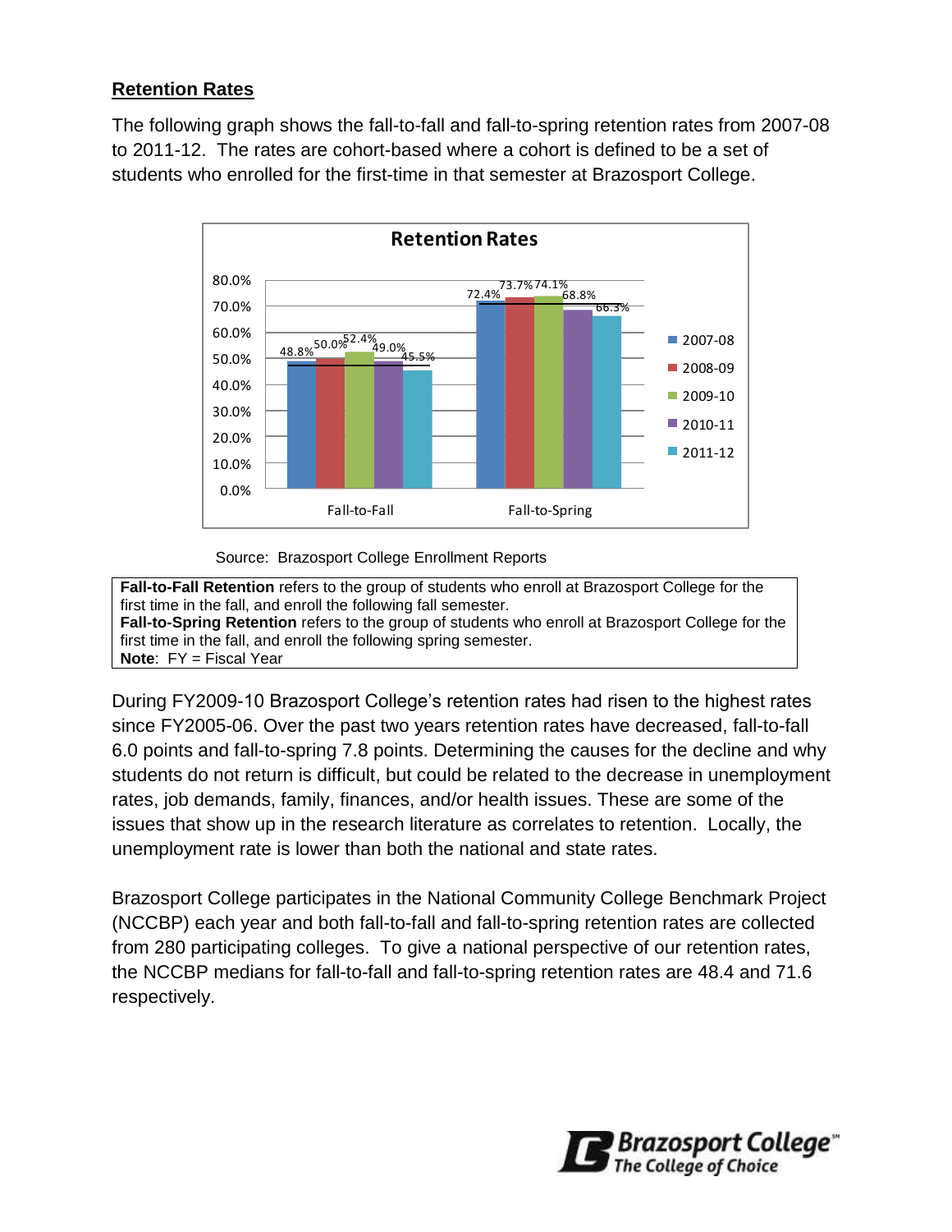## Retention Rates

The following graph shows the fall-to-fall and fall-to-spring retention rates from 2007-08 to 2011-12. The rates are cohort-based where a cohort is defined to be a set of students who enrolled for the first-time in that semester at Brazosport College.

**Retention Rates**

| | 2007-08 | 2008-09 | 2009-10 | 2010-11 | 2011-12 |
|---|---|---|---|---|---|
| Fall-to-Fall | 48.8% | 50.0% | 52.4% | 49.0% | 45.5% |
| Fall-to-Spring | 72.4% | 73.7% | 74.1% | 68.8% | 66.3% |

Source: Brazosport College Enrollment Reports

**Fall-to-Fall Retention** refers to the group of students who enroll at Brazosport College for the first time in the fall, and enroll the following fall semester.
**Fall-to-Spring Retention** refers to the group of students who enroll at Brazosport College for the first time in the fall, and enroll the following spring semester.
**Note**: FY = Fiscal Year

During FY2009-10 Brazosport College's retention rates had risen to the highest rates since FY2005-06. Over the past two years retention rates have decreased, fall-to-fall 6.0 points and fall-to-spring 7.8 points. Determining the causes for the decline and why students do not return is difficult, but could be related to the decrease in unemployment rates, job demands, family, finances, and/or health issues. These are some of the issues that show up in the research literature as correlates to retention. Locally, the unemployment rate is lower than both the national and state rates.

Brazosport College participates in the National Community College Benchmark Project (NCCBP) each year and both fall-to-fall and fall-to-spring retention rates are collected from 280 participating colleges. To give a national perspective of our retention rates, the NCCBP medians for fall-to-fall and fall-to-spring retention rates are 48.4 and 71.6 respectively.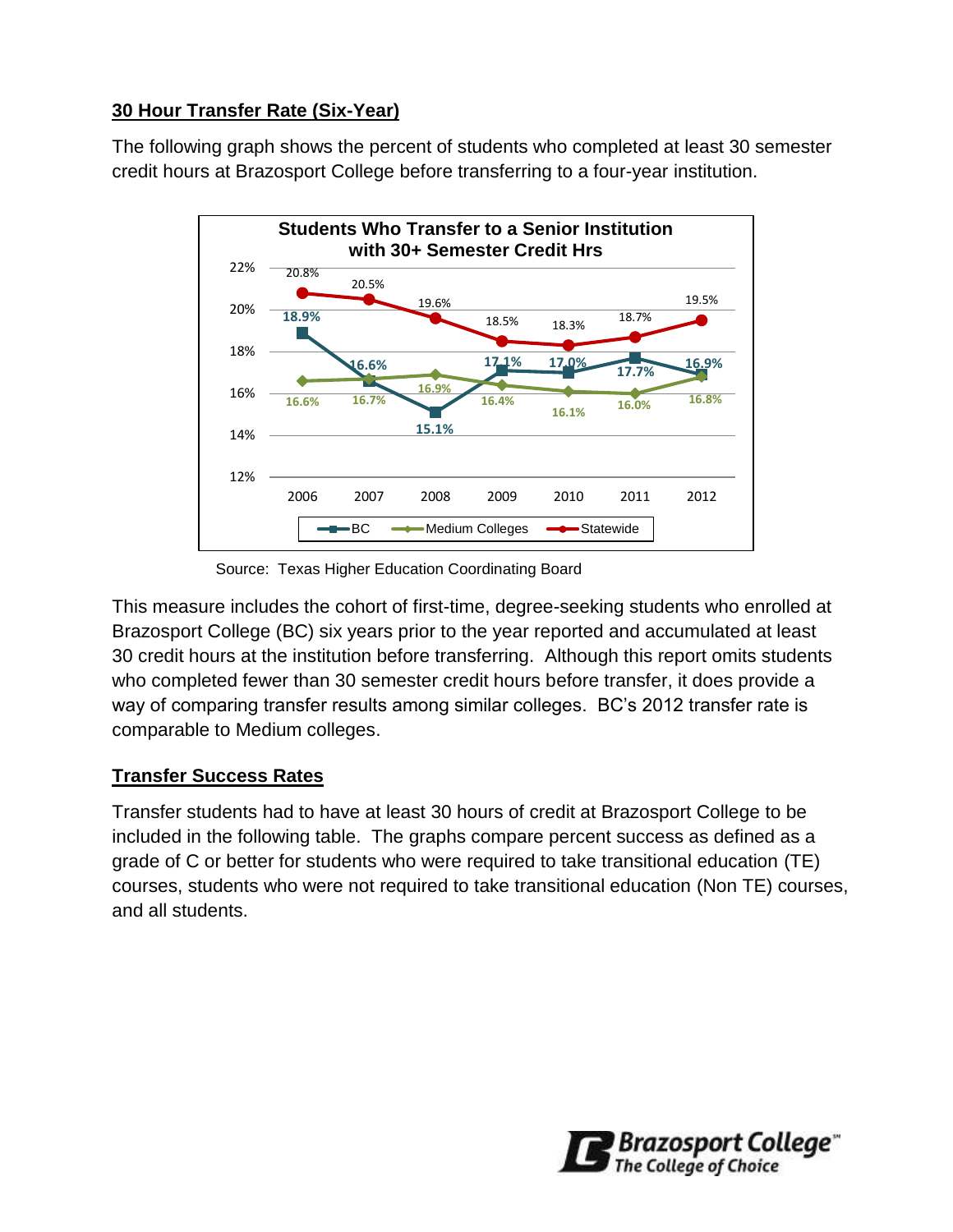## 30 Hour Transfer Rate (Six-Year)

The following graph shows the percent of students who completed at least 30 semester credit hours at Brazosport College before transferring to a four-year institution.

**Students Who Transfer to a Senior Institution with 30+ Semester Credit Hrs**

| | 2006 | 2007 | 2008 | 2009 | 2010 | 2011 | 2012 |
|---|---|---|---|---|---|---|---|
| BC | 18.9% | 16.6% | 15.1% | 17.1% | 17.0% | 17.7% | 16.9% |
| Medium Colleges | 16.6% | 16.7% | 16.9% | 16.4% | 16.1% | 16.0% | 16.8% |
| Statewide | 20.8% | 20.5% | 19.6% | 18.5% | 18.3% | 18.7% | 19.5% |

Source: Texas Higher Education Coordinating Board

This measure includes the cohort of first-time, degree-seeking students who enrolled at Brazosport College (BC) six years prior to the year reported and accumulated at least 30 credit hours at the institution before transferring. Although this report omits students who completed fewer than 30 semester credit hours before transfer, it does provide a way of comparing transfer results among similar colleges. BC's 2012 transfer rate is comparable to Medium colleges.

## Transfer Success Rates

Transfer students had to have at least 30 hours of credit at Brazosport College to be included in the following table. The graphs compare percent success as defined as a grade of C or better for students who were required to take transitional education (TE) courses, students who were not required to take transitional education (Non TE) courses, and all students.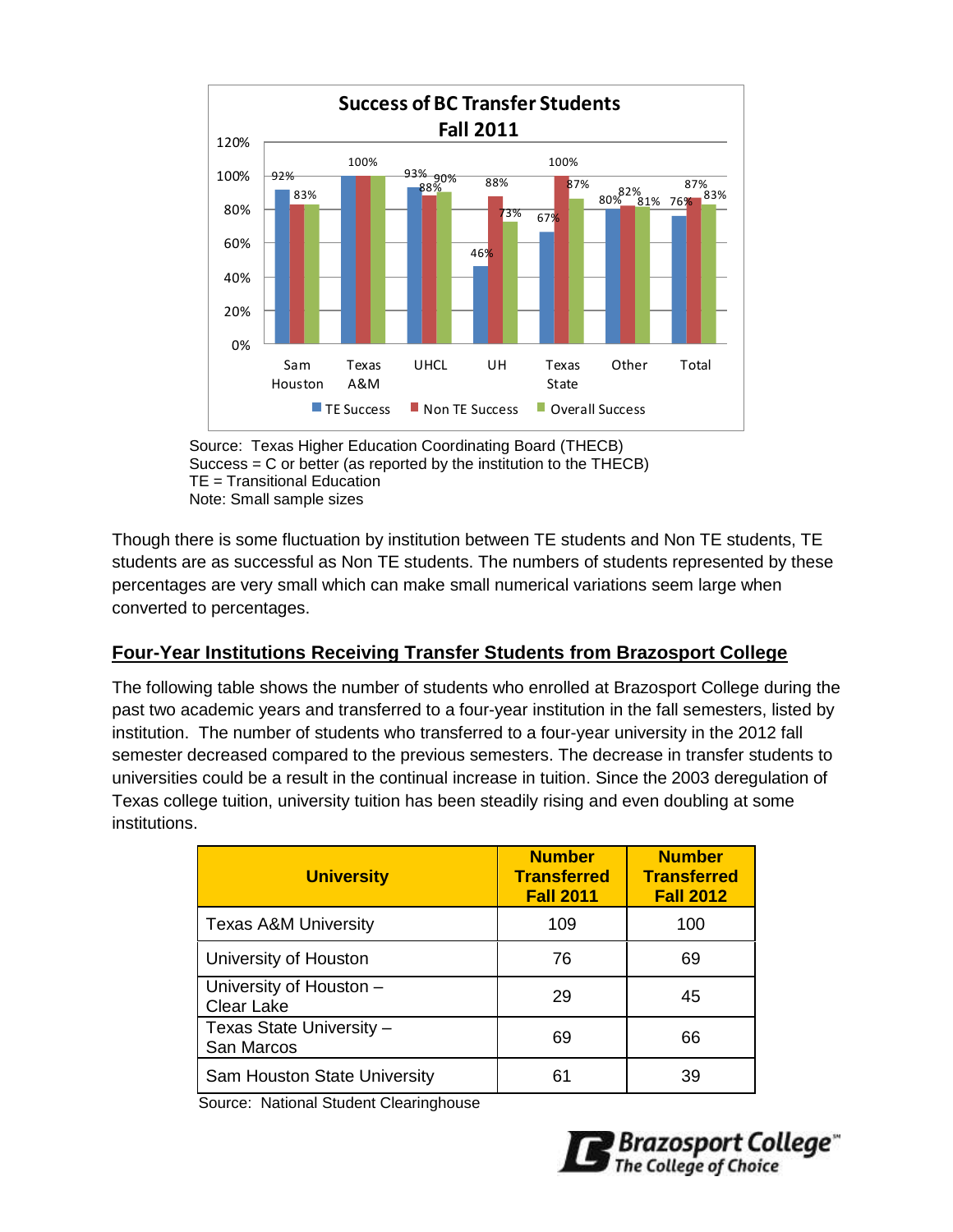**Success of BC Transfer Students**
**Fall 2011**

| | TE Success | Non TE Success | Overall Success |
|---|---|---|---|
| Sam Houston | 92% | 83% | 83% |
| Texas A&M | 100% | 100% | 100% |
| UHCL | 93% | 88% | 90% |
| UH | 46% | 88% | 73% |
| Texas State | 67% | 100% | 87% |
| Other | 80% | 82% | 81% |
| Total | 76% | 87% | 83% |

Source: Texas Higher Education Coordinating Board (THECB)
Success = C or better (as reported by the institution to the THECB)
TE = Transitional Education
Note: Small sample sizes

Though there is some fluctuation by institution between TE students and Non TE students, TE students are as successful as Non TE students. The numbers of students represented by these percentages are very small which can make small numerical variations seem large when converted to percentages.

## Four-Year Institutions Receiving Transfer Students from Brazosport College

The following table shows the number of students who enrolled at Brazosport College during the past two academic years and transferred to a four-year institution in the fall semesters, listed by institution. The number of students who transferred to a four-year university in the 2012 fall semester decreased compared to the previous semesters. The decrease in transfer students to universities could be a result in the continual increase in tuition. Since the 2003 deregulation of Texas college tuition, university tuition has been steadily rising and even doubling at some institutions.

| University | Number Transferred Fall 2011 | Number Transferred Fall 2012 |
|---|---|---|
| Texas A&M University | 109 | 100 |
| University of Houston | 76 | 69 |
| University of Houston – Clear Lake | 29 | 45 |
| Texas State University – San Marcos | 69 | 66 |
| Sam Houston State University | 61 | 39 |

Source: National Student Clearinghouse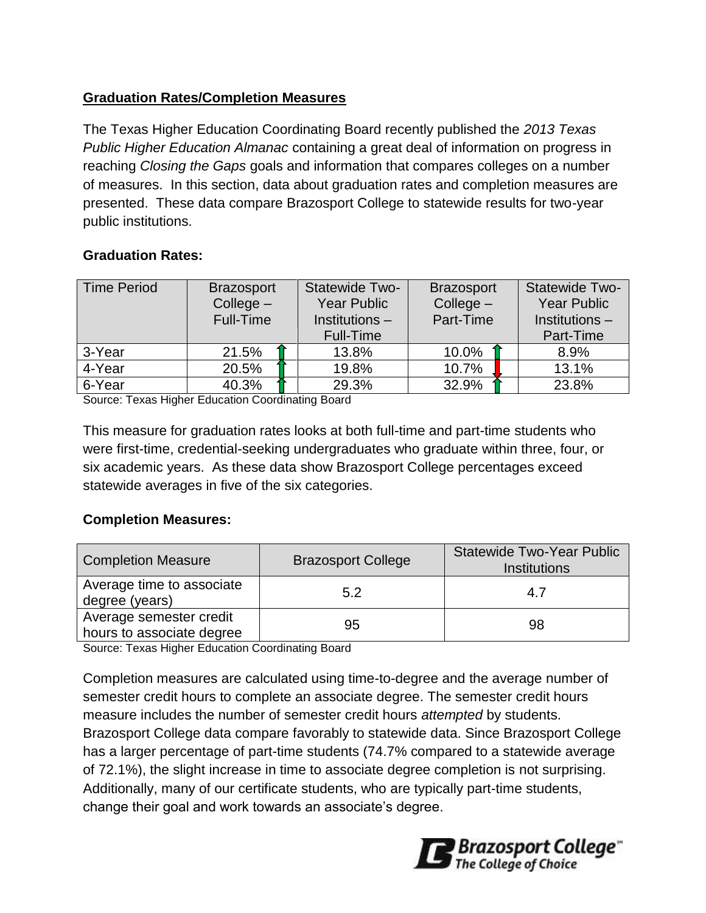**Graduation Rates/Completion Measures**

The Texas Higher Education Coordinating Board recently published the *2013 Texas Public Higher Education Almanac* containing a great deal of information on progress in reaching *Closing the Gaps* goals and information that compares colleges on a number of measures. In this section, data about graduation rates and completion measures are presented. These data compare Brazosport College to statewide results for two-year public institutions.

**Graduation Rates:**

| Time Period | Brazosport College – Full-Time | Statewide Two-Year Public Institutions – Full-Time | Brazosport College – Part-Time | Statewide Two-Year Public Institutions – Part-Time |
|---|---|---|---|---|
| 3-Year | 21.5% ↑ | 13.8% | 10.0% ↑ | 8.9% |
| 4-Year | 20.5% ↑ | 19.8% | 10.7% ↓ | 13.1% |
| 6-Year | 40.3% ↑ | 29.3% | 32.9% ↑ | 23.8% |

Source: Texas Higher Education Coordinating Board

This measure for graduation rates looks at both full-time and part-time students who were first-time, credential-seeking undergraduates who graduate within three, four, or six academic years. As these data show Brazosport College percentages exceed statewide averages in five of the six categories.

**Completion Measures:**

| Completion Measure | Brazosport College | Statewide Two-Year Public Institutions |
|---|---|---|
| Average time to associate degree (years) | 5.2 | 4.7 |
| Average semester credit hours to associate degree | 95 | 98 |

Source: Texas Higher Education Coordinating Board

Completion measures are calculated using time-to-degree and the average number of semester credit hours to complete an associate degree. The semester credit hours measure includes the number of semester credit hours *attempted* by students. Brazosport College data compare favorably to statewide data. Since Brazosport College has a larger percentage of part-time students (74.7% compared to a statewide average of 72.1%), the slight increase in time to associate degree completion is not surprising. Additionally, many of our certificate students, who are typically part-time students, change their goal and work towards an associate's degree.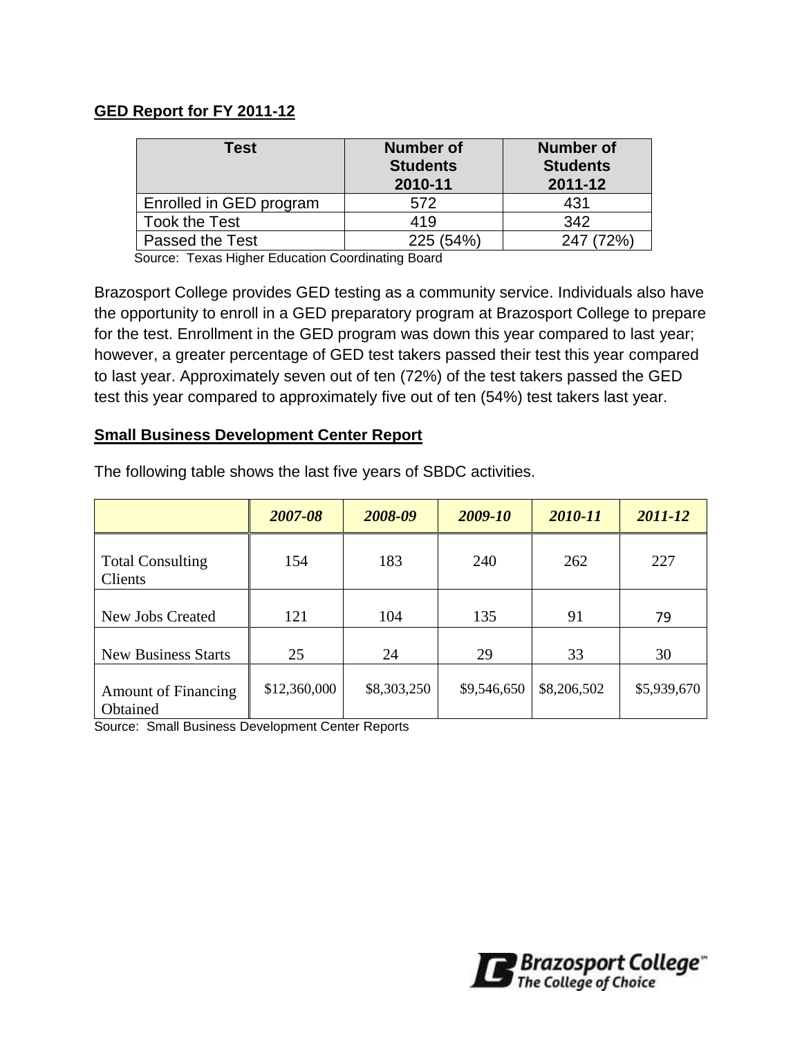**GED Report for FY 2011-12**

| Test | Number of Students 2010-11 | Number of Students 2011-12 |
| --- | --- | --- |
| Enrolled in GED program | 572 | 431 |
| Took the Test | 419 | 342 |
| Passed the Test | 225 (54%) | 247 (72%) |

Source: Texas Higher Education Coordinating Board

Brazosport College provides GED testing as a community service. Individuals also have the opportunity to enroll in a GED preparatory program at Brazosport College to prepare for the test. Enrollment in the GED program was down this year compared to last year; however, a greater percentage of GED test takers passed their test this year compared to last year. Approximately seven out of ten (72%) of the test takers passed the GED test this year compared to approximately five out of ten (54%) test takers last year.

**Small Business Development Center Report**

The following table shows the last five years of SBDC activities.

| | *2007-08* | *2008-09* | *2009-10* | *2010-11* | *2011-12* |
| --- | --- | --- | --- | --- | --- |
| Total Consulting Clients | 154 | 183 | 240 | 262 | 227 |
| New Jobs Created | 121 | 104 | 135 | 91 | 79 |
| New Business Starts | 25 | 24 | 29 | 33 | 30 |
| Amount of Financing Obtained | $12,360,000 | $8,303,250 | $9,546,650 | $8,206,502 | $5,939,670 |

Source: Small Business Development Center Reports